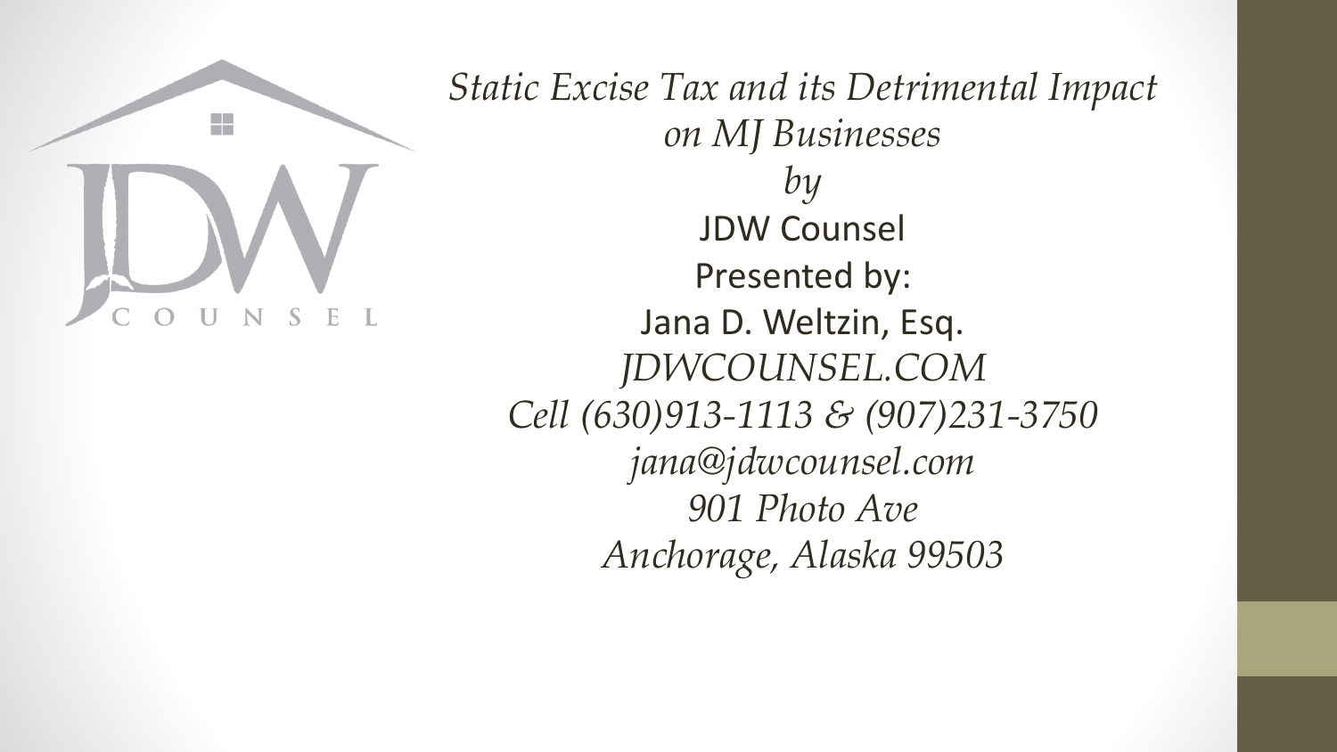# *Static Excise Tax and its Detrimental Impact on MJ Businesses*

*by*

JDW Counsel

Presented by:

Jana D. Weltzin, Esq.

*JDWCOUNSEL.COM*

*Cell (630)913-1113 & (907)231-3750*

*jana@jdwcounsel.com*

*901 Photo Ave*

*Anchorage, Alaska 99503*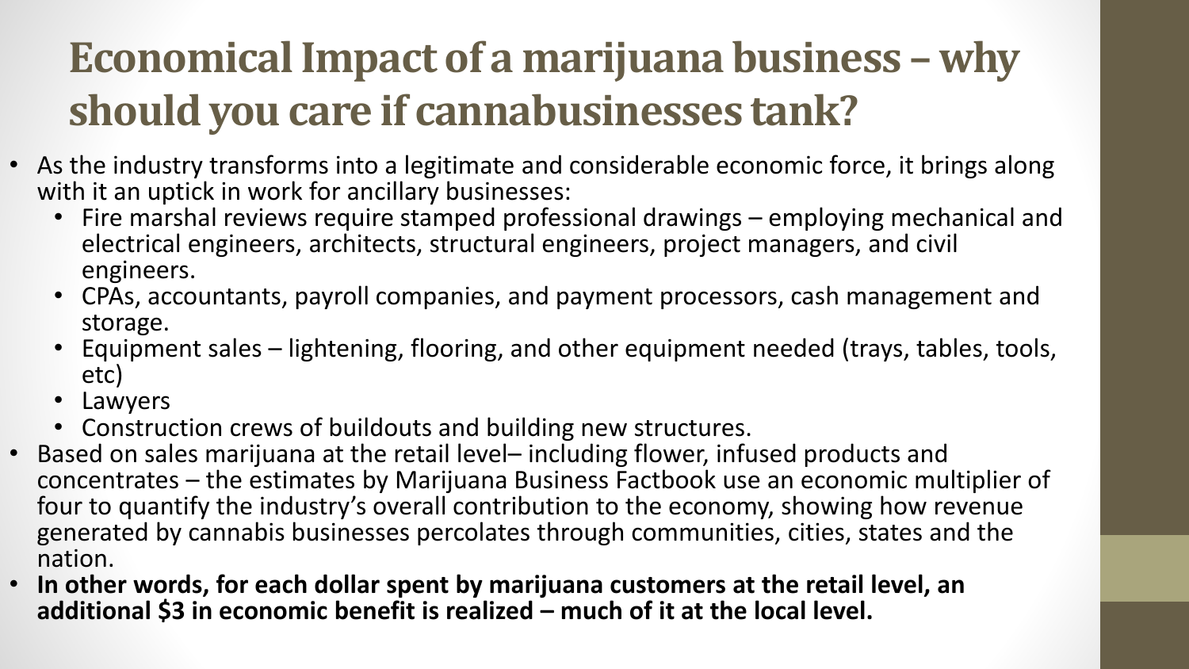# Economical Impact of a marijuana business – why should you care if cannabusinesses tank?

- As the industry transforms into a legitimate and considerable economic force, it brings along with it an uptick in work for ancillary businesses:
  - Fire marshal reviews require stamped professional drawings – employing mechanical and electrical engineers, architects, structural engineers, project managers, and civil engineers.
  - CPAs, accountants, payroll companies, and payment processors, cash management and storage.
  - Equipment sales – lightening, flooring, and other equipment needed (trays, tables, tools, etc)
  - Lawyers
  - Construction crews of buildouts and building new structures.
- Based on sales marijuana at the retail level– including flower, infused products and concentrates – the estimates by Marijuana Business Factbook use an economic multiplier of four to quantify the industry's overall contribution to the economy, showing how revenue generated by cannabis businesses percolates through communities, cities, states and the nation.
- **In other words, for each dollar spent by marijuana customers at the retail level, an additional $3 in economic benefit is realized – much of it at the local level.**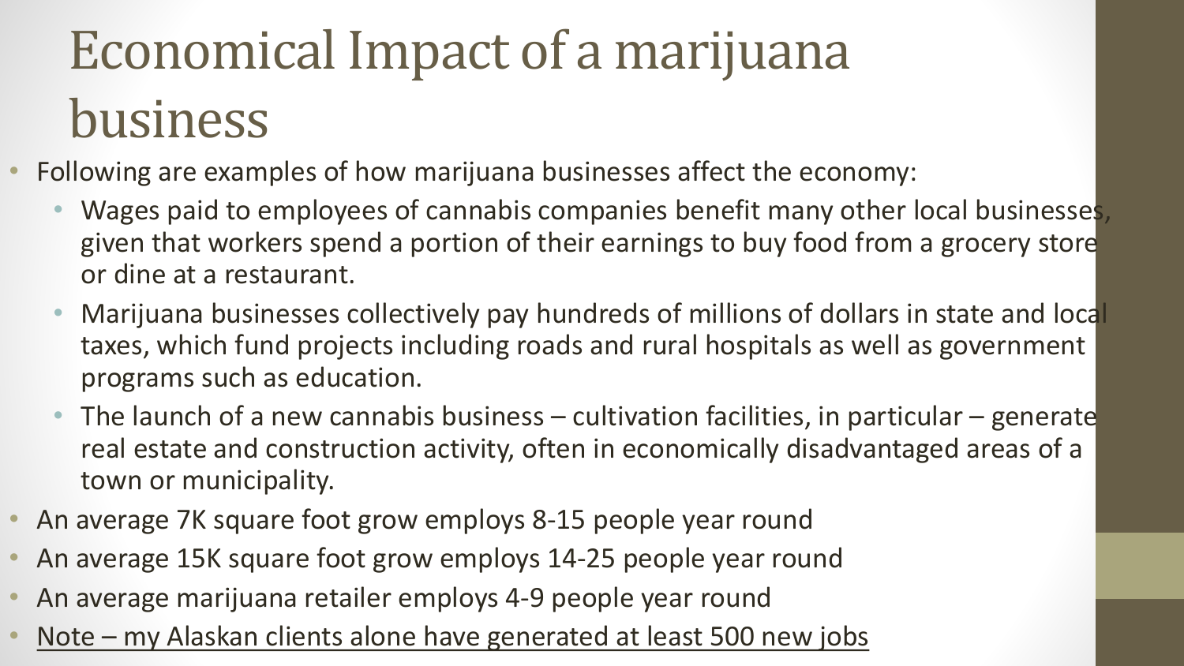# Economical Impact of a marijuana business

- Following are examples of how marijuana businesses affect the economy:
  - Wages paid to employees of cannabis companies benefit many other local businesses, given that workers spend a portion of their earnings to buy food from a grocery store or dine at a restaurant.
  - Marijuana businesses collectively pay hundreds of millions of dollars in state and local taxes, which fund projects including roads and rural hospitals as well as government programs such as education.
  - The launch of a new cannabis business – cultivation facilities, in particular – generate real estate and construction activity, often in economically disadvantaged areas of a town or municipality.
- An average 7K square foot grow employs 8-15 people year round
- An average 15K square foot grow employs 14-25 people year round
- An average marijuana retailer employs 4-9 people year round
- <u>Note – my Alaskan clients alone have generated at least 500 new jobs</u>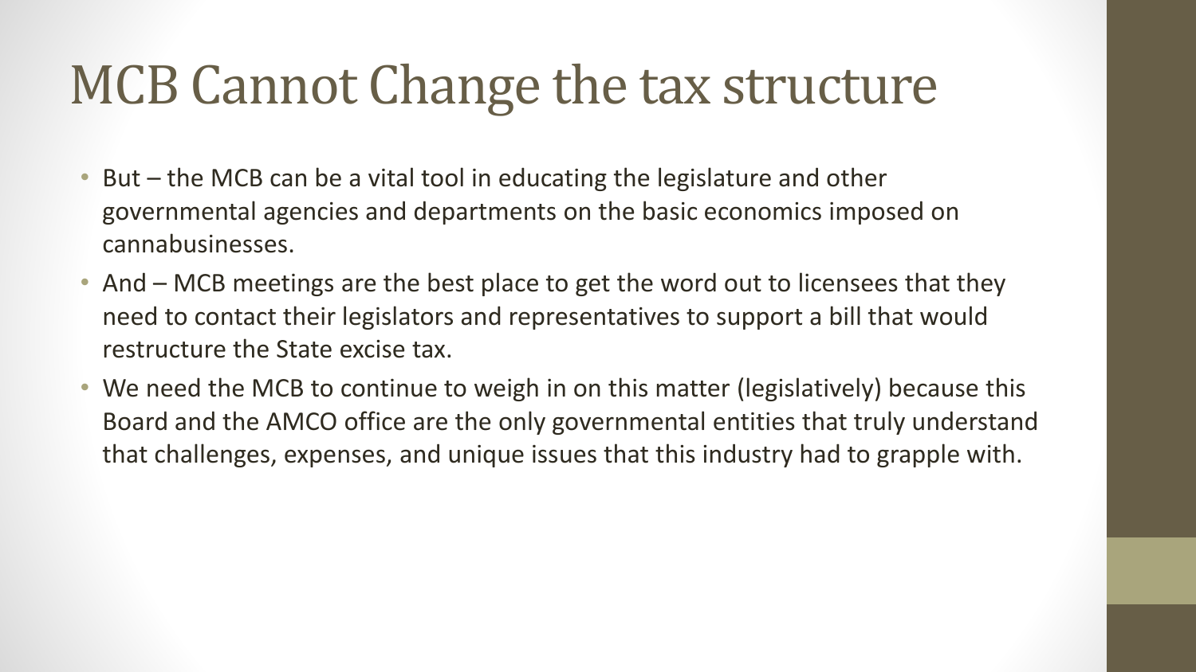# MCB Cannot Change the tax structure

- But – the MCB can be a vital tool in educating the legislature and other governmental agencies and departments on the basic economics imposed on cannabusinesses.
- And – MCB meetings are the best place to get the word out to licensees that they need to contact their legislators and representatives to support a bill that would restructure the State excise tax.
- We need the MCB to continue to weigh in on this matter (legislatively) because this Board and the AMCO office are the only governmental entities that truly understand that challenges, expenses, and unique issues that this industry had to grapple with.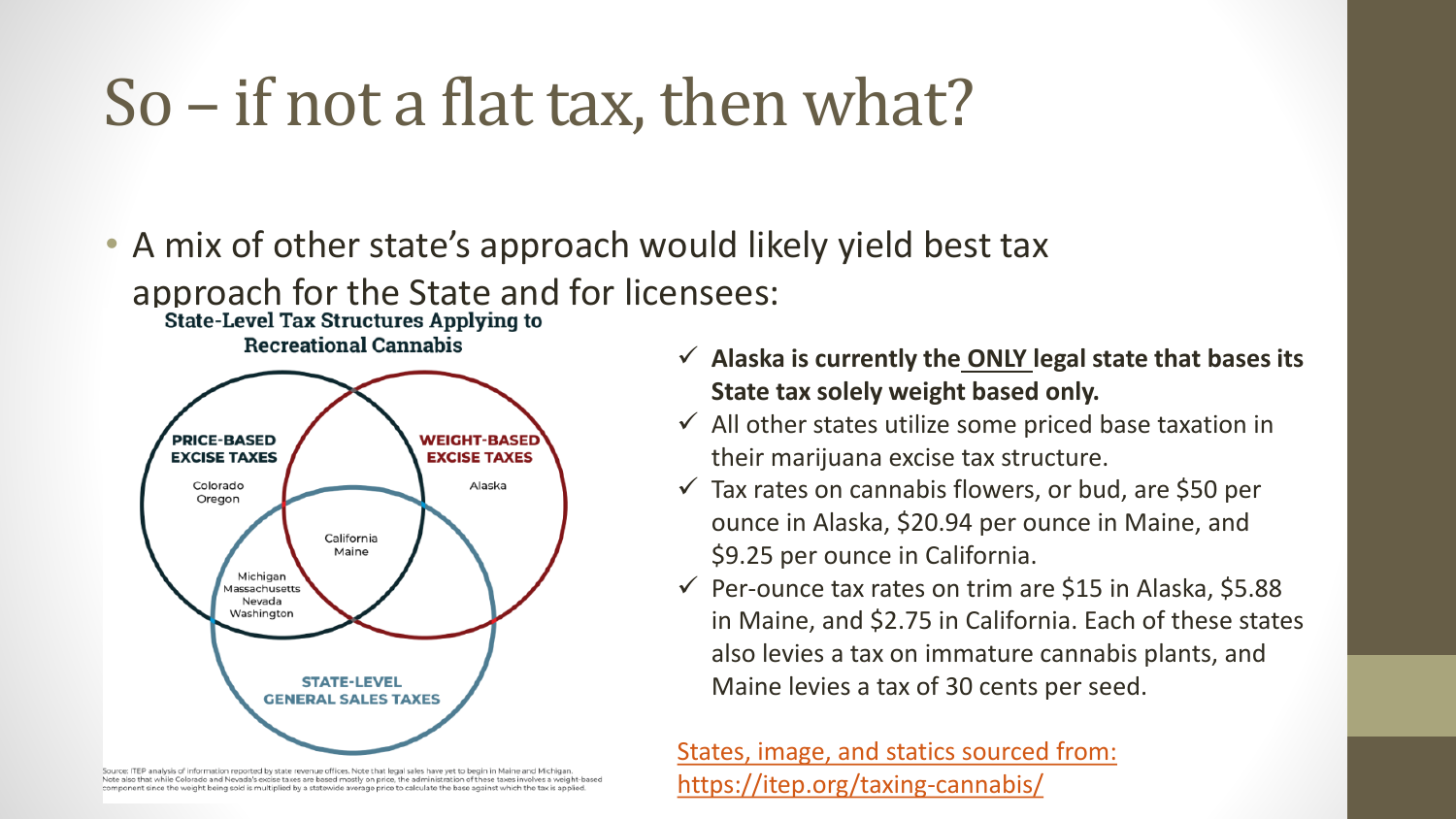# So – if not a flat tax, then what?

- A mix of other state's approach would likely yield best tax approach for the State and for licensees:

**State-Level Tax Structures Applying to Recreational Cannabis**

| Category | States |
| --- | --- |
| PRICE-BASED EXCISE TAXES only | Colorado, Oregon |
| WEIGHT-BASED EXCISE TAXES only | Alaska |
| Price-based, weight-based, and state-level general sales taxes | California, Maine |
| Price-based excise taxes and state-level general sales taxes | Michigan, Massachusetts, Nevada, Washington |
| STATE-LEVEL GENERAL SALES TAXES | |

Source: ITEP analysis of information reported by state revenue offices. Note that legal sales have yet to begin in Maine and Michigan. Note also that while Colorado and Nevada's excise taxes are based mostly on price, the administration of these taxes involves a weight-based component since the weight being sold is multiplied by a statewide average price to calculate the base against which the tax is applied.

- ✓ **Alaska is currently the ONLY legal state that bases its State tax solely weight based only.**
- ✓ All other states utilize some priced base taxation in their marijuana excise tax structure.
- ✓ Tax rates on cannabis flowers, or bud, are $50 per ounce in Alaska, $20.94 per ounce in Maine, and $9.25 per ounce in California.
- ✓ Per-ounce tax rates on trim are $15 in Alaska, $5.88 in Maine, and $2.75 in California. Each of these states also levies a tax on immature cannabis plants, and Maine levies a tax of 30 cents per seed.

States, image, and statics sourced from: https://itep.org/taxing-cannabis/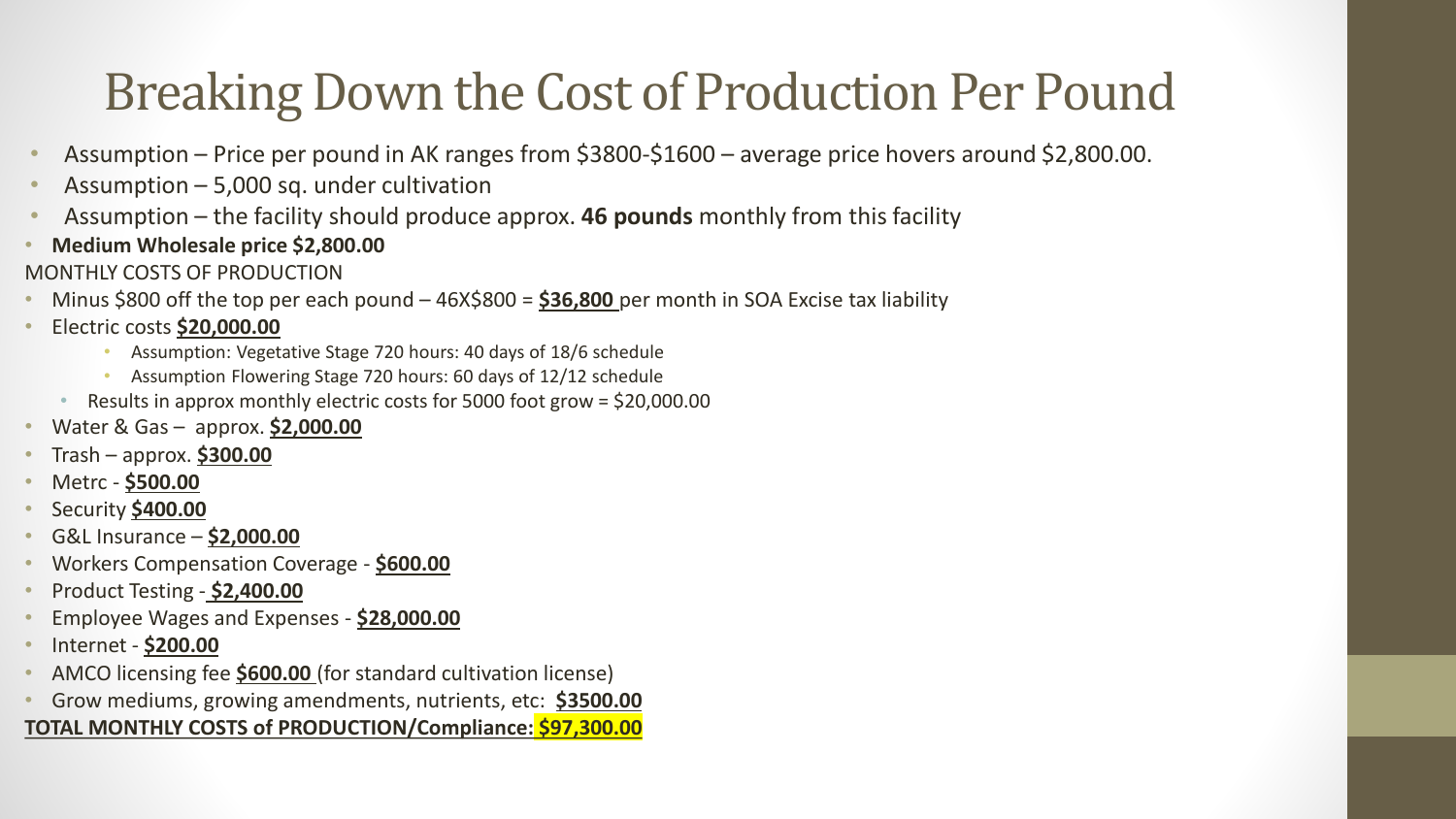# Breaking Down the Cost of Production Per Pound

- Assumption – Price per pound in AK ranges from $3800-$1600 – average price hovers around $2,800.00.
- Assumption – 5,000 sq. under cultivation
- Assumption – the facility should produce approx. **46 pounds** monthly from this facility
- **Medium Wholesale price $2,800.00**

MONTHLY COSTS OF PRODUCTION

- Minus $800 off the top per each pound – 46X$800 = **$36,800** per month in SOA Excise tax liability
- Electric costs **$20,000.00**
    - Assumption: Vegetative Stage 720 hours: 40 days of 18/6 schedule
    - Assumption Flowering Stage 720 hours: 60 days of 12/12 schedule
  - Results in approx monthly electric costs for 5000 foot grow = $20,000.00
- Water & Gas – approx. **$2,000.00**
- Trash – approx. **$300.00**
- Metrc - **$500.00**
- Security **$400.00**
- G&L Insurance – **$2,000.00**
- Workers Compensation Coverage - **$600.00**
- Product Testing - **$2,400.00**
- Employee Wages and Expenses - **$28,000.00**
- Internet - **$200.00**
- AMCO licensing fee **$600.00** (for standard cultivation license)
- Grow mediums, growing amendments, nutrients, etc: **$3500.00**

**TOTAL MONTHLY COSTS of PRODUCTION/Compliance: $97,300.00**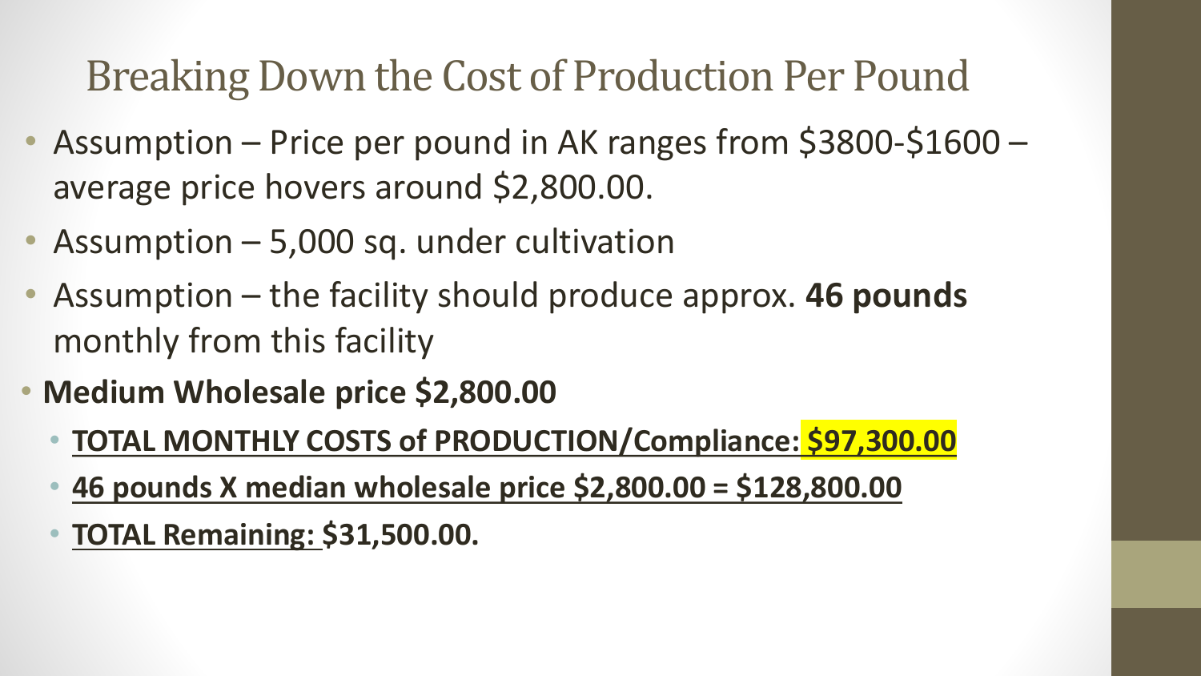# Breaking Down the Cost of Production Per Pound

- Assumption – Price per pound in AK ranges from $3800-$1600 – average price hovers around $2,800.00.
- Assumption – 5,000 sq. under cultivation
- Assumption – the facility should produce approx. **46 pounds** monthly from this facility
- **Medium Wholesale price $2,800.00**
  - **<u>TOTAL MONTHLY COSTS of PRODUCTION/Compliance: $97,300.00</u>**
  - **<u>46 pounds X median wholesale price $2,800.00 = $128,800.00</u>**
  - **<u>TOTAL Remaining:</u> $31,500.00.**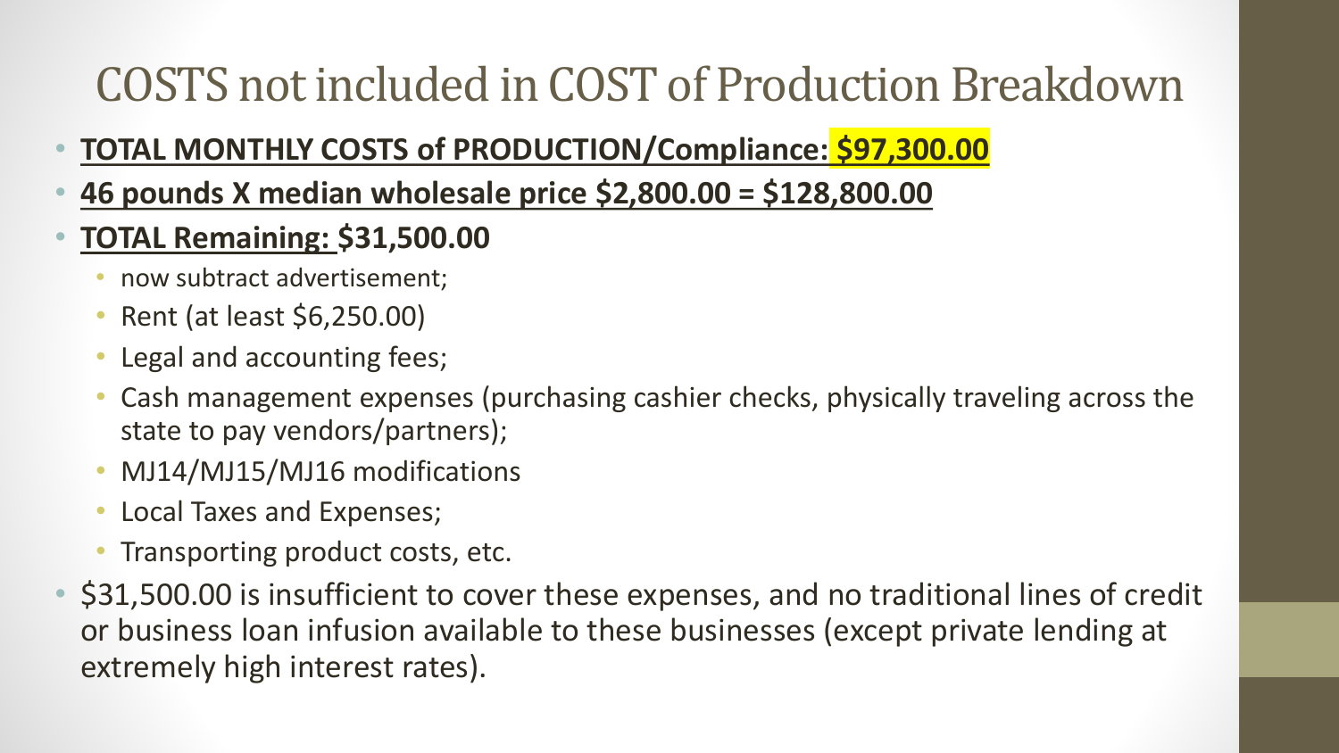# COSTS not included in COST of Production Breakdown

- **TOTAL MONTHLY COSTS of PRODUCTION/Compliance: $97,300.00**
- **46 pounds X median wholesale price $2,800.00 = $128,800.00**
- **TOTAL Remaining: $31,500.00**
  - now subtract advertisement;
  - Rent (at least $6,250.00)
  - Legal and accounting fees;
  - Cash management expenses (purchasing cashier checks, physically traveling across the state to pay vendors/partners);
  - MJ14/MJ15/MJ16 modifications
  - Local Taxes and Expenses;
  - Transporting product costs, etc.
- $31,500.00 is insufficient to cover these expenses, and no traditional lines of credit or business loan infusion available to these businesses (except private lending at extremely high interest rates).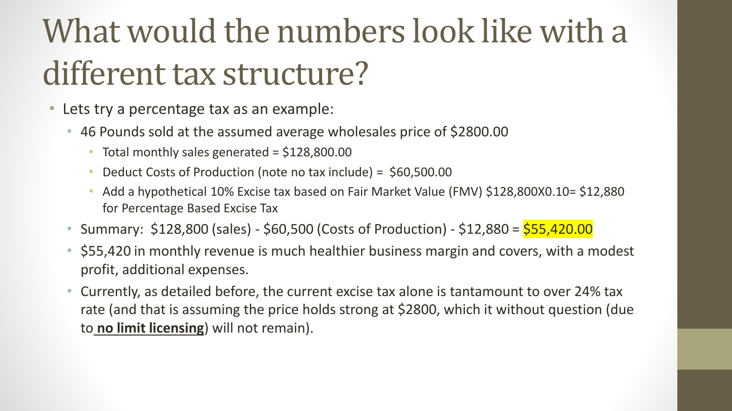# What would the numbers look like with a different tax structure?

- Lets try a percentage tax as an example:
  - 46 Pounds sold at the assumed average wholesales price of $2800.00
    - Total monthly sales generated = $128,800.00
    - Deduct Costs of Production (note no tax include) = $60,500.00
    - Add a hypothetical 10% Excise tax based on Fair Market Value (FMV) $128,800X0.10= $12,880 for Percentage Based Excise Tax
  - Summary: $128,800 (sales) - $60,500 (Costs of Production) - $12,880 = $55,420.00
  - $55,420 in monthly revenue is much healthier business margin and covers, with a modest profit, additional expenses.
  - Currently, as detailed before, the current excise tax alone is tantamount to over 24% tax rate (and that is assuming the price holds strong at $2800, which it without question (due to **no limit licensing**) will not remain).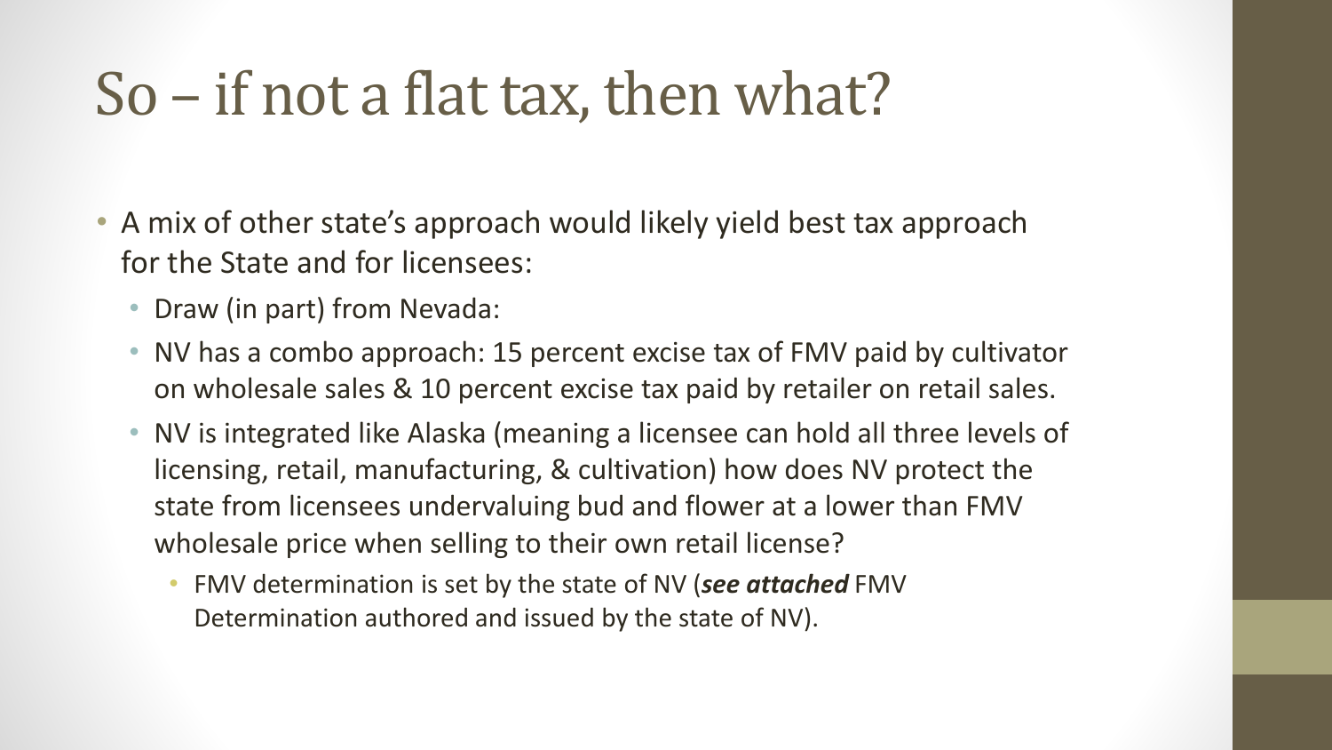# So – if not a flat tax, then what?

- A mix of other state's approach would likely yield best tax approach for the State and for licensees:
  - Draw (in part) from Nevada:
  - NV has a combo approach: 15 percent excise tax of FMV paid by cultivator on wholesale sales & 10 percent excise tax paid by retailer on retail sales.
  - NV is integrated like Alaska (meaning a licensee can hold all three levels of licensing, retail, manufacturing, & cultivation) how does NV protect the state from licensees undervaluing bud and flower at a lower than FMV wholesale price when selling to their own retail license?
    - FMV determination is set by the state of NV (***see attached*** FMV Determination authored and issued by the state of NV).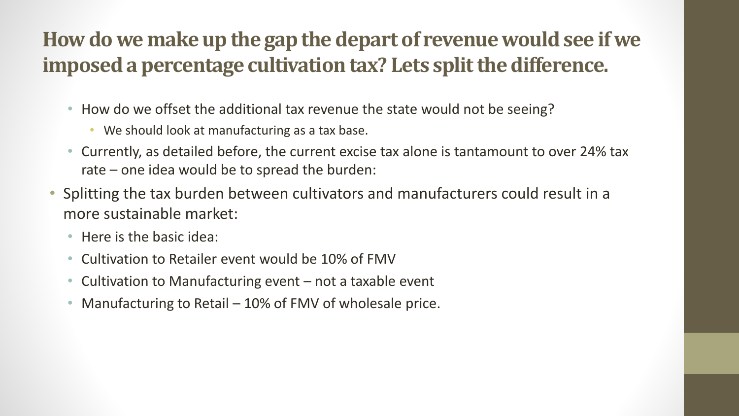# How do we make up the gap the depart of revenue would see if we imposed a percentage cultivation tax? Lets split the difference.

- How do we offset the additional tax revenue the state would not be seeing?
  - We should look at manufacturing as a tax base.
- Currently, as detailed before, the current excise tax alone is tantamount to over 24% tax rate – one idea would be to spread the burden:

- Splitting the tax burden between cultivators and manufacturers could result in a more sustainable market:
  - Here is the basic idea:
  - Cultivation to Retailer event would be 10% of FMV
  - Cultivation to Manufacturing event – not a taxable event
  - Manufacturing to Retail – 10% of FMV of wholesale price.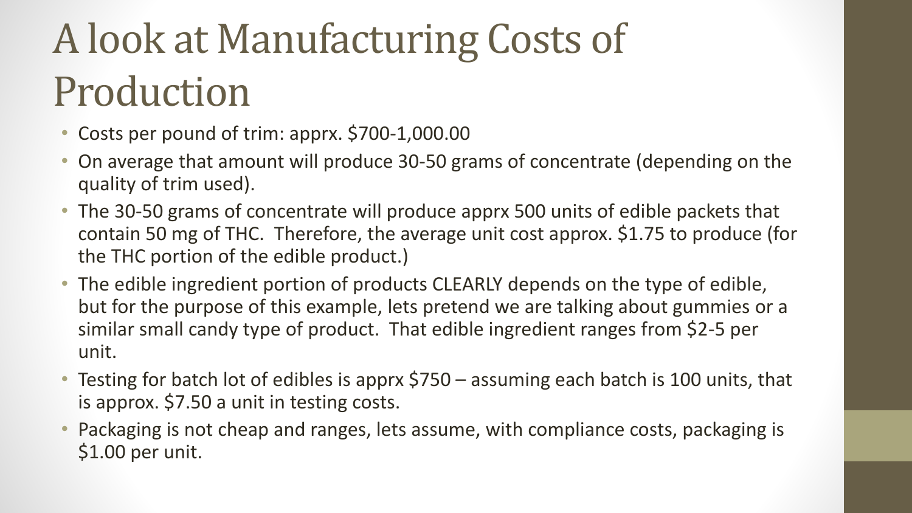# A look at Manufacturing Costs of Production

- Costs per pound of trim: apprx. $700-1,000.00
- On average that amount will produce 30-50 grams of concentrate (depending on the quality of trim used).
- The 30-50 grams of concentrate will produce apprx 500 units of edible packets that contain 50 mg of THC. Therefore, the average unit cost approx. $1.75 to produce (for the THC portion of the edible product.)
- The edible ingredient portion of products CLEARLY depends on the type of edible, but for the purpose of this example, lets pretend we are talking about gummies or a similar small candy type of product. That edible ingredient ranges from $2-5 per unit.
- Testing for batch lot of edibles is apprx $750 – assuming each batch is 100 units, that is approx. $7.50 a unit in testing costs.
- Packaging is not cheap and ranges, lets assume, with compliance costs, packaging is $1.00 per unit.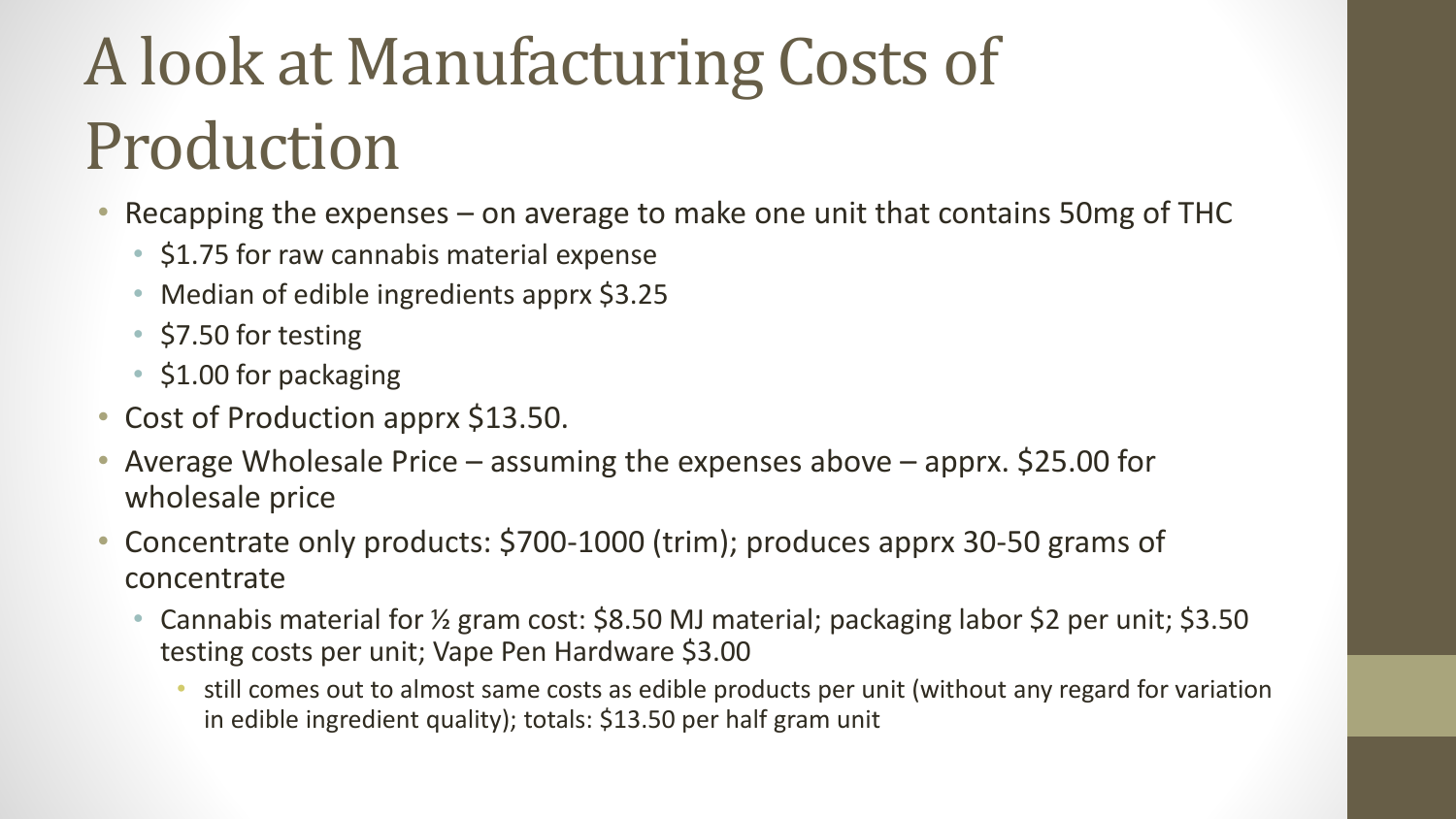# A look at Manufacturing Costs of Production

- Recapping the expenses – on average to make one unit that contains 50mg of THC
  - $1.75 for raw cannabis material expense
  - Median of edible ingredients apprx $3.25
  - $7.50 for testing
  - $1.00 for packaging
- Cost of Production apprx $13.50.
- Average Wholesale Price – assuming the expenses above – apprx. $25.00 for wholesale price
- Concentrate only products: $700-1000 (trim); produces apprx 30-50 grams of concentrate
  - Cannabis material for ½ gram cost: $8.50 MJ material; packaging labor $2 per unit; $3.50 testing costs per unit; Vape Pen Hardware $3.00
    - still comes out to almost same costs as edible products per unit (without any regard for variation in edible ingredient quality); totals: $13.50 per half gram unit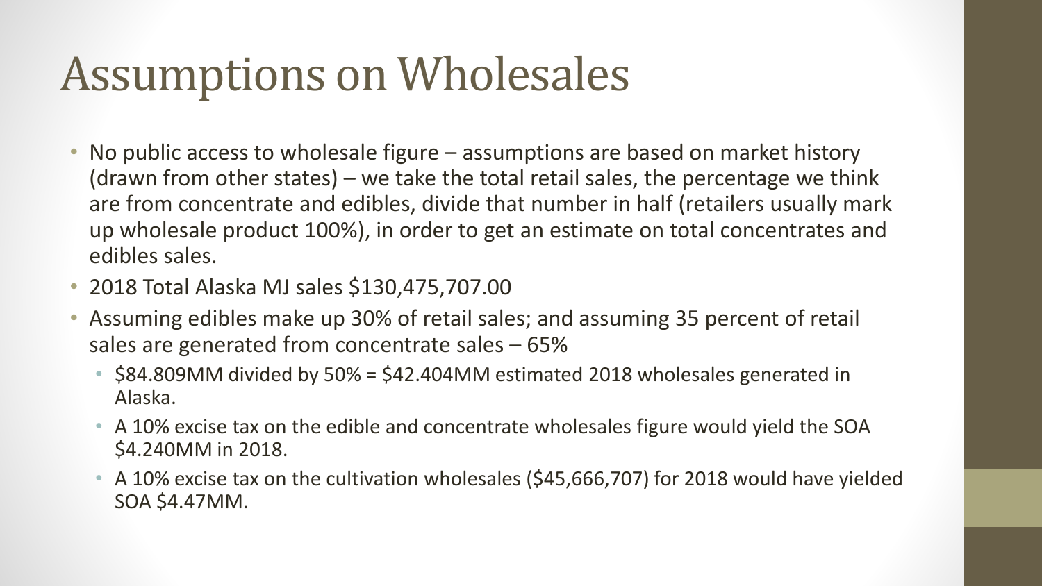# Assumptions on Wholesales

- No public access to wholesale figure – assumptions are based on market history (drawn from other states) – we take the total retail sales, the percentage we think are from concentrate and edibles, divide that number in half (retailers usually mark up wholesale product 100%), in order to get an estimate on total concentrates and edibles sales.
- 2018 Total Alaska MJ sales $130,475,707.00
- Assuming edibles make up 30% of retail sales; and assuming 35 percent of retail sales are generated from concentrate sales – 65%
  - $84.809MM divided by 50% = $42.404MM estimated 2018 wholesales generated in Alaska.
  - A 10% excise tax on the edible and concentrate wholesales figure would yield the SOA $4.240MM in 2018.
  - A 10% excise tax on the cultivation wholesales ($45,666,707) for 2018 would have yielded SOA $4.47MM.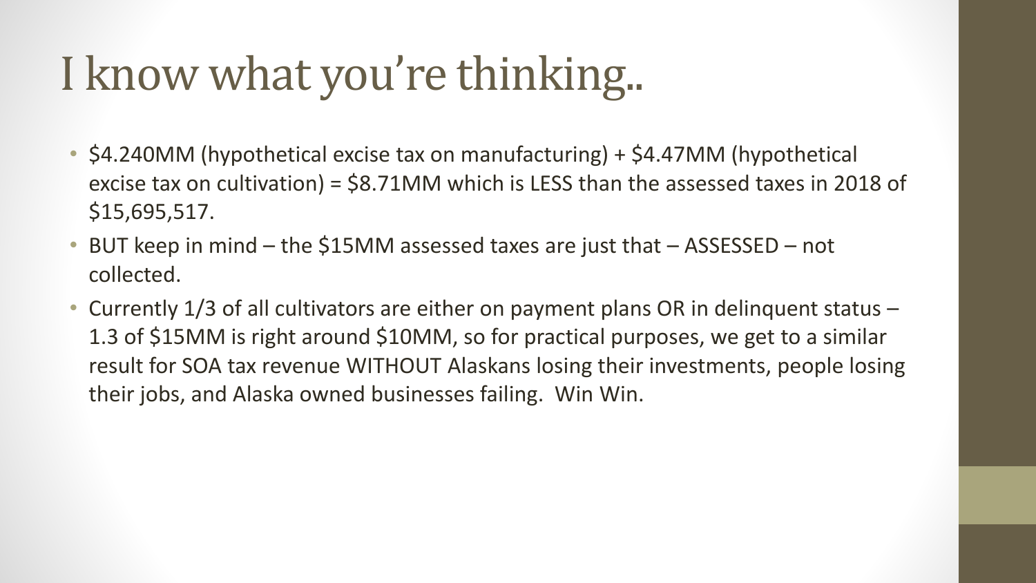# I know what you're thinking..

- $4.240MM (hypothetical excise tax on manufacturing) + $4.47MM (hypothetical excise tax on cultivation) = $8.71MM which is LESS than the assessed taxes in 2018 of $15,695,517.
- BUT keep in mind – the $15MM assessed taxes are just that – ASSESSED – not collected.
- Currently 1/3 of all cultivators are either on payment plans OR in delinquent status – 1.3 of $15MM is right around $10MM, so for practical purposes, we get to a similar result for SOA tax revenue WITHOUT Alaskans losing their investments, people losing their jobs, and Alaska owned businesses failing. Win Win.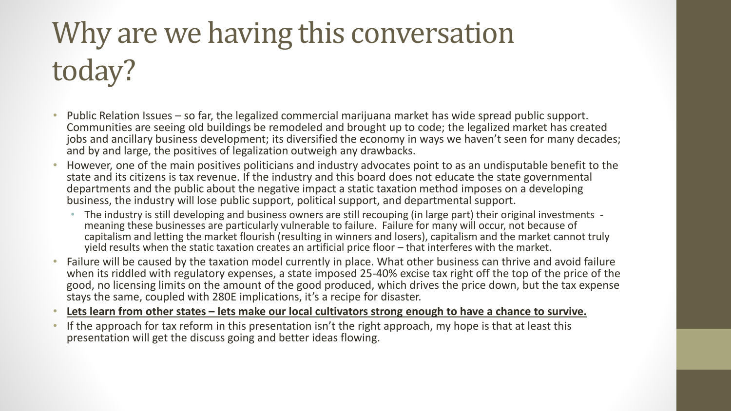# Why are we having this conversation today?

- Public Relation Issues – so far, the legalized commercial marijuana market has wide spread public support. Communities are seeing old buildings be remodeled and brought up to code; the legalized market has created jobs and ancillary business development; its diversified the economy in ways we haven't seen for many decades; and by and large, the positives of legalization outweigh any drawbacks.
- However, one of the main positives politicians and industry advocates point to as an undisputable benefit to the state and its citizens is tax revenue. If the industry and this board does not educate the state governmental departments and the public about the negative impact a static taxation method imposes on a developing business, the industry will lose public support, political support, and departmental support.
  - The industry is still developing and business owners are still recouping (in large part) their original investments - meaning these businesses are particularly vulnerable to failure. Failure for many will occur, not because of capitalism and letting the market flourish (resulting in winners and losers), capitalism and the market cannot truly yield results when the static taxation creates an artificial price floor – that interferes with the market.
- Failure will be caused by the taxation model currently in place. What other business can thrive and avoid failure when its riddled with regulatory expenses, a state imposed 25-40% excise tax right off the top of the price of the good, no licensing limits on the amount of the good produced, which drives the price down, but the tax expense stays the same, coupled with 280E implications, it's a recipe for disaster.
- **Lets learn from other states – lets make our local cultivators strong enough to have a chance to survive.**
- If the approach for tax reform in this presentation isn't the right approach, my hope is that at least this presentation will get the discuss going and better ideas flowing.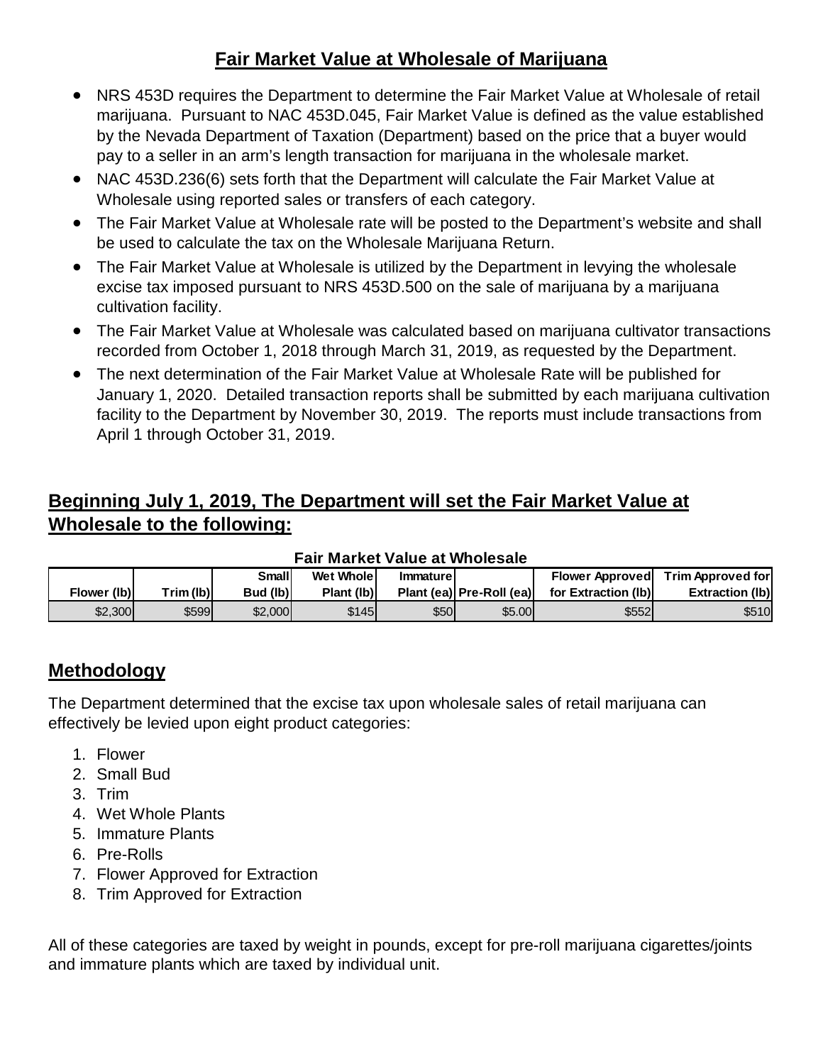## Fair Market Value at Wholesale of Marijuana

- NRS 453D requires the Department to determine the Fair Market Value at Wholesale of retail marijuana. Pursuant to NAC 453D.045, Fair Market Value is defined as the value established by the Nevada Department of Taxation (Department) based on the price that a buyer would pay to a seller in an arm's length transaction for marijuana in the wholesale market.
- NAC 453D.236(6) sets forth that the Department will calculate the Fair Market Value at Wholesale using reported sales or transfers of each category.
- The Fair Market Value at Wholesale rate will be posted to the Department's website and shall be used to calculate the tax on the Wholesale Marijuana Return.
- The Fair Market Value at Wholesale is utilized by the Department in levying the wholesale excise tax imposed pursuant to NRS 453D.500 on the sale of marijuana by a marijuana cultivation facility.
- The Fair Market Value at Wholesale was calculated based on marijuana cultivator transactions recorded from October 1, 2018 through March 31, 2019, as requested by the Department.
- The next determination of the Fair Market Value at Wholesale Rate will be published for January 1, 2020. Detailed transaction reports shall be submitted by each marijuana cultivation facility to the Department by November 30, 2019. The reports must include transactions from April 1 through October 31, 2019.

## Beginning July 1, 2019, The Department will set the Fair Market Value at Wholesale to the following:

**Fair Market Value at Wholesale**

| Flower (lb) | Trim (lb) | Small Bud (lb) | Wet Whole Plant (lb) | Immature Plant (ea) | Pre-Roll (ea) | Flower Approved for Extraction (lb) | Trim Approved for Extraction (lb) |
|---|---|---|---|---|---|---|---|
| $2,300 | $599 | $2,000 | $145 | $50 | $5.00 | $552 | $510 |

## Methodology

The Department determined that the excise tax upon wholesale sales of retail marijuana can effectively be levied upon eight product categories:

1. Flower
2. Small Bud
3. Trim
4. Wet Whole Plants
5. Immature Plants
6. Pre-Rolls
7. Flower Approved for Extraction
8. Trim Approved for Extraction

All of these categories are taxed by weight in pounds, except for pre-roll marijuana cigarettes/joints and immature plants which are taxed by individual unit.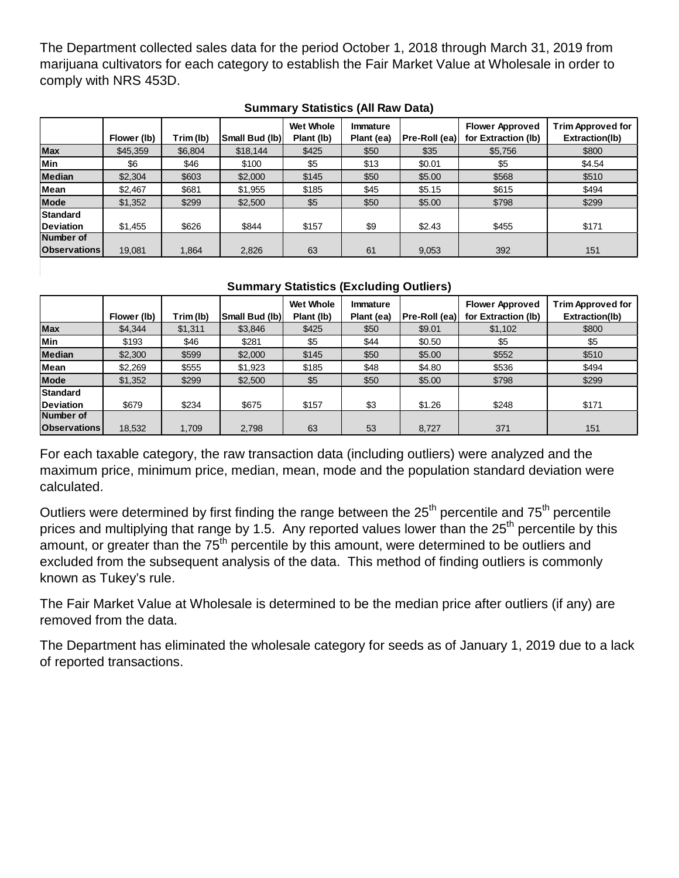The Department collected sales data for the period October 1, 2018 through March 31, 2019 from marijuana cultivators for each category to establish the Fair Market Value at Wholesale in order to comply with NRS 453D.

**Summary Statistics (All Raw Data)**

| | Flower (lb) | Trim (lb) | Small Bud (lb) | Wet Whole Plant (lb) | Immature Plant (ea) | Pre-Roll (ea) | Flower Approved for Extraction (lb) | Trim Approved for Extraction(lb) |
|---|---|---|---|---|---|---|---|---|
| **Max** | $45,359 | $6,804 | $18,144 | $425 | $50 | $35 | $5,756 | $800 |
| **Min** | $6 | $46 | $100 | $5 | $13 | $0.01 | $5 | $4.54 |
| **Median** | $2,304 | $603 | $2,000 | $145 | $50 | $5.00 | $568 | $510 |
| **Mean** | $2,467 | $681 | $1,955 | $185 | $45 | $5.15 | $615 | $494 |
| **Mode** | $1,352 | $299 | $2,500 | $5 | $50 | $5.00 | $798 | $299 |
| **Standard Deviation** | $1,455 | $626 | $844 | $157 | $9 | $2.43 | $455 | $171 |
| **Number of Observations** | 19,081 | 1,864 | 2,826 | 63 | 61 | 9,053 | 392 | 151 |

**Summary Statistics (Excluding Outliers)**

| | Flower (lb) | Trim (lb) | Small Bud (lb) | Wet Whole Plant (lb) | Immature Plant (ea) | Pre-Roll (ea) | Flower Approved for Extraction (lb) | Trim Approved for Extraction(lb) |
|---|---|---|---|---|---|---|---|---|
| **Max** | $4,344 | $1,311 | $3,846 | $425 | $50 | $9.01 | $1,102 | $800 |
| **Min** | $193 | $46 | $281 | $5 | $44 | $0.50 | $5 | $5 |
| **Median** | $2,300 | $599 | $2,000 | $145 | $50 | $5.00 | $552 | $510 |
| **Mean** | $2,269 | $555 | $1,923 | $185 | $48 | $4.80 | $536 | $494 |
| **Mode** | $1,352 | $299 | $2,500 | $5 | $50 | $5.00 | $798 | $299 |
| **Standard Deviation** | $679 | $234 | $675 | $157 | $3 | $1.26 | $248 | $171 |
| **Number of Observations** | 18,532 | 1,709 | 2,798 | 63 | 53 | 8,727 | 371 | 151 |

For each taxable category, the raw transaction data (including outliers) were analyzed and the maximum price, minimum price, median, mean, mode and the population standard deviation were calculated.

Outliers were determined by first finding the range between the 25th percentile and 75th percentile prices and multiplying that range by 1.5. Any reported values lower than the 25th percentile by this amount, or greater than the 75th percentile by this amount, were determined to be outliers and excluded from the subsequent analysis of the data. This method of finding outliers is commonly known as Tukey's rule.

The Fair Market Value at Wholesale is determined to be the median price after outliers (if any) are removed from the data.

The Department has eliminated the wholesale category for seeds as of January 1, 2019 due to a lack of reported transactions.